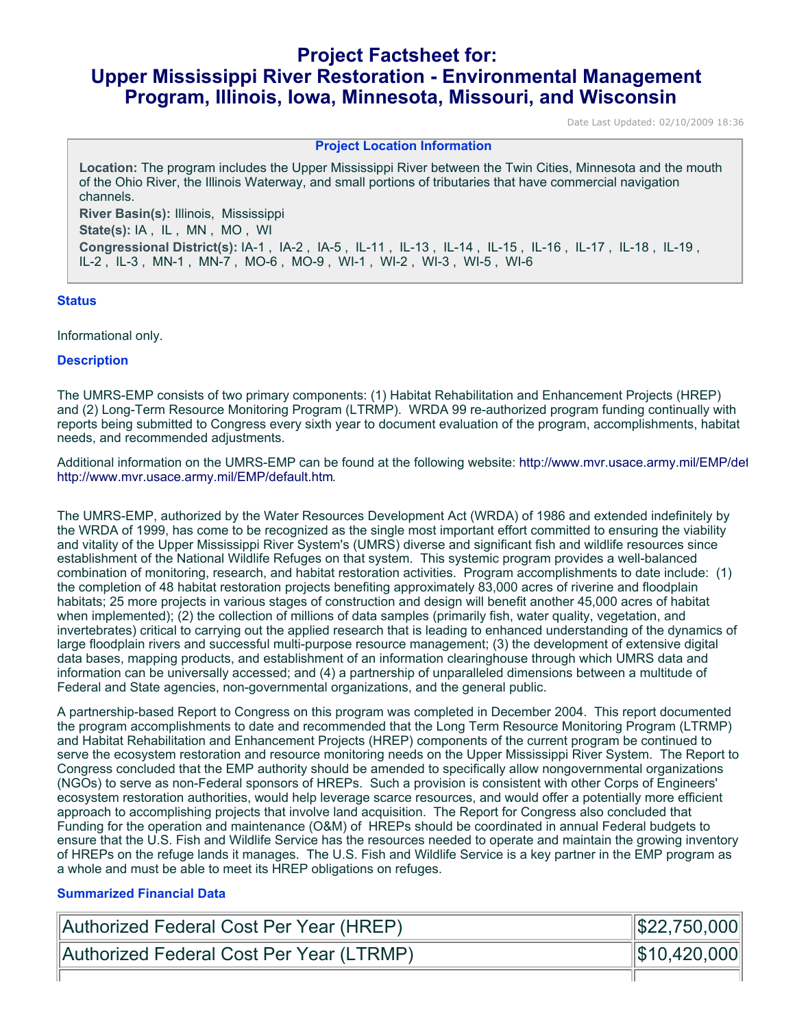# Project Factsheet for: Upper Mississippi River Restoration - Environmental Management Program, Illinois, Iowa, Minnesota, Missouri, and Wisconsin

Date Last Updated: 02/10/2009 18:36

### Project Location Information

**Location:** The program includes the Upper Mississippi River between the Twin Cities, Minnesota and the mouth of the Ohio River, the Illinois Waterway, and small portions of tributaries that have commercial navigation channels.

**River Basin(s):** Illinois, Mississippi

**State(s):** IA , IL , MN , MO , WI

**Congressional District(s):** IA-1 , IA-2 , IA-5 , IL-11 , IL-13 , IL-14 , IL-15 , IL-16 , IL-17 , IL-18 , IL-19 , IL-2 , IL-3 , MN-1 , MN-7 , MO-6 , MO-9 , WI-1 , WI-2 , WI-3 , WI-5 , WI-6

### Status

Informational only.

### Description

The UMRS-EMP consists of two primary components: (1) Habitat Rehabilitation and Enhancement Projects (HREP) and (2) Long-Term Resource Monitoring Program (LTRMP). WRDA 99 re-authorized program funding continually with reports being submitted to Congress every sixth year to document evaluation of the program, accomplishments, habitat needs, and recommended adjustments.

Additional information on the UMRS-EMP can be found at the following website: http://www.mvr.usace.army.mil/EMP/def http://www.mvr.usace.army.mil/EMP/default.htm.

The UMRS-EMP, authorized by the Water Resources Development Act (WRDA) of 1986 and extended indefinitely by the WRDA of 1999, has come to be recognized as the single most important effort committed to ensuring the viability and vitality of the Upper Mississippi River System's (UMRS) diverse and significant fish and wildlife resources since establishment of the National Wildlife Refuges on that system. This systemic program provides a well-balanced combination of monitoring, research, and habitat restoration activities. Program accomplishments to date include: (1) the completion of 48 habitat restoration projects benefiting approximately 83,000 acres of riverine and floodplain habitats; 25 more projects in various stages of construction and design will benefit another 45,000 acres of habitat when implemented); (2) the collection of millions of data samples (primarily fish, water quality, vegetation, and invertebrates) critical to carrying out the applied research that is leading to enhanced understanding of the dynamics of large floodplain rivers and successful multi-purpose resource management; (3) the development of extensive digital data bases, mapping products, and establishment of an information clearinghouse through which UMRS data and information can be universally accessed; and (4) a partnership of unparalleled dimensions between a multitude of Federal and State agencies, non-governmental organizations, and the general public.

A partnership-based Report to Congress on this program was completed in December 2004. This report documented the program accomplishments to date and recommended that the Long Term Resource Monitoring Program (LTRMP) and Habitat Rehabilitation and Enhancement Projects (HREP) components of the current program be continued to serve the ecosystem restoration and resource monitoring needs on the Upper Mississippi River System. The Report to Congress concluded that the EMP authority should be amended to specifically allow nongovernmental organizations (NGOs) to serve as non-Federal sponsors of HREPs. Such a provision is consistent with other Corps of Engineers' ecosystem restoration authorities, would help leverage scarce resources, and would offer a potentially more efficient approach to accomplishing projects that involve land acquisition. The Report for Congress also concluded that Funding for the operation and maintenance (O&M) of HREPs should be coordinated in annual Federal budgets to ensure that the U.S. Fish and Wildlife Service has the resources needed to operate and maintain the growing inventory of HREPs on the refuge lands it manages. The U.S. Fish and Wildlife Service is a key partner in the EMP program as a whole and must be able to meet its HREP obligations on refuges.

### Summarized Financial Data

| | |
|---|---|
| Authorized Federal Cost Per Year (HREP) | $22,750,000 |
| Authorized Federal Cost Per Year (LTRMP) | $10,420,000 |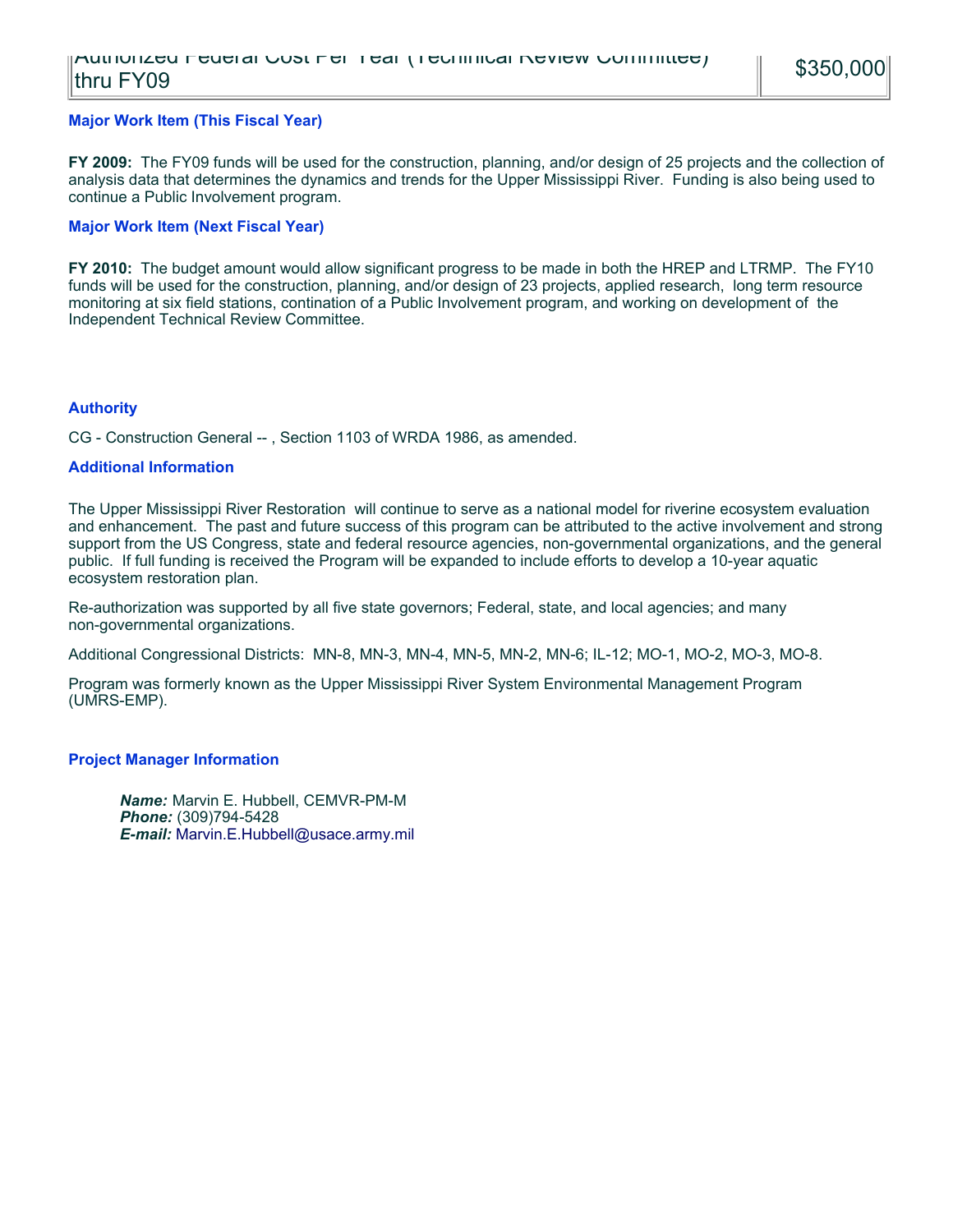| | |
|---|---|
| Authorized Federal Cost Per Year (Technical Review Committee) thru FY09 | $350,000 |

**Major Work Item (This Fiscal Year)**

**FY 2009:** The FY09 funds will be used for the construction, planning, and/or design of 25 projects and the collection of analysis data that determines the dynamics and trends for the Upper Mississippi River. Funding is also being used to continue a Public Involvement program.

**Major Work Item (Next Fiscal Year)**

**FY 2010:** The budget amount would allow significant progress to be made in both the HREP and LTRMP. The FY10 funds will be used for the construction, planning, and/or design of 23 projects, applied research, long term resource monitoring at six field stations, contination of a Public Involvement program, and working on development of the Independent Technical Review Committee.

**Authority**

CG - Construction General -- , Section 1103 of WRDA 1986, as amended.

**Additional Information**

The Upper Mississippi River Restoration will continue to serve as a national model for riverine ecosystem evaluation and enhancement. The past and future success of this program can be attributed to the active involvement and strong support from the US Congress, state and federal resource agencies, non-governmental organizations, and the general public. If full funding is received the Program will be expanded to include efforts to develop a 10-year aquatic ecosystem restoration plan.

Re-authorization was supported by all five state governors; Federal, state, and local agencies; and many non-governmental organizations.

Additional Congressional Districts: MN-8, MN-3, MN-4, MN-5, MN-2, MN-6; IL-12; MO-1, MO-2, MO-3, MO-8.

Program was formerly known as the Upper Mississippi River System Environmental Management Program (UMRS-EMP).

**Project Manager Information**

***Name:*** Marvin E. Hubbell, CEMVR-PM-M
***Phone:*** (309)794-5428
***E-mail:*** Marvin.E.Hubbell@usace.army.mil